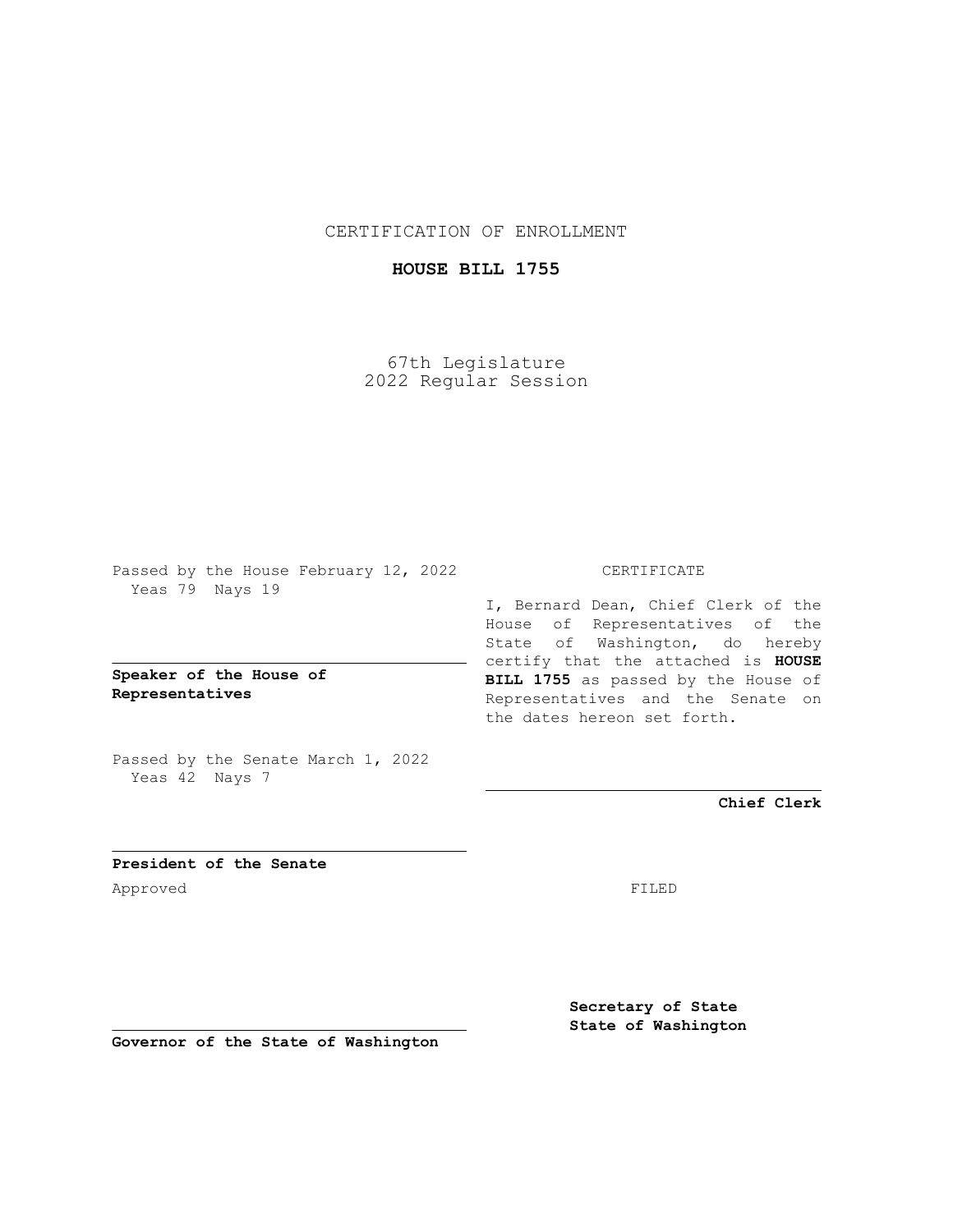CERTIFICATION OF ENROLLMENT

**HOUSE BILL 1755**

67th Legislature
2022 Regular Session

Passed by the House February 12, 2022
Yeas 79 Nays 19

**Speaker of the House of Representatives**

Passed by the Senate March 1, 2022
Yeas 42 Nays 7

**President of the Senate**

Approved

**Governor of the State of Washington**

CERTIFICATE

I, Bernard Dean, Chief Clerk of the House of Representatives of the State of Washington, do hereby certify that the attached is **HOUSE BILL 1755** as passed by the House of Representatives and the Senate on the dates hereon set forth.

**Chief Clerk**

FILED

**Secretary of State**
**State of Washington**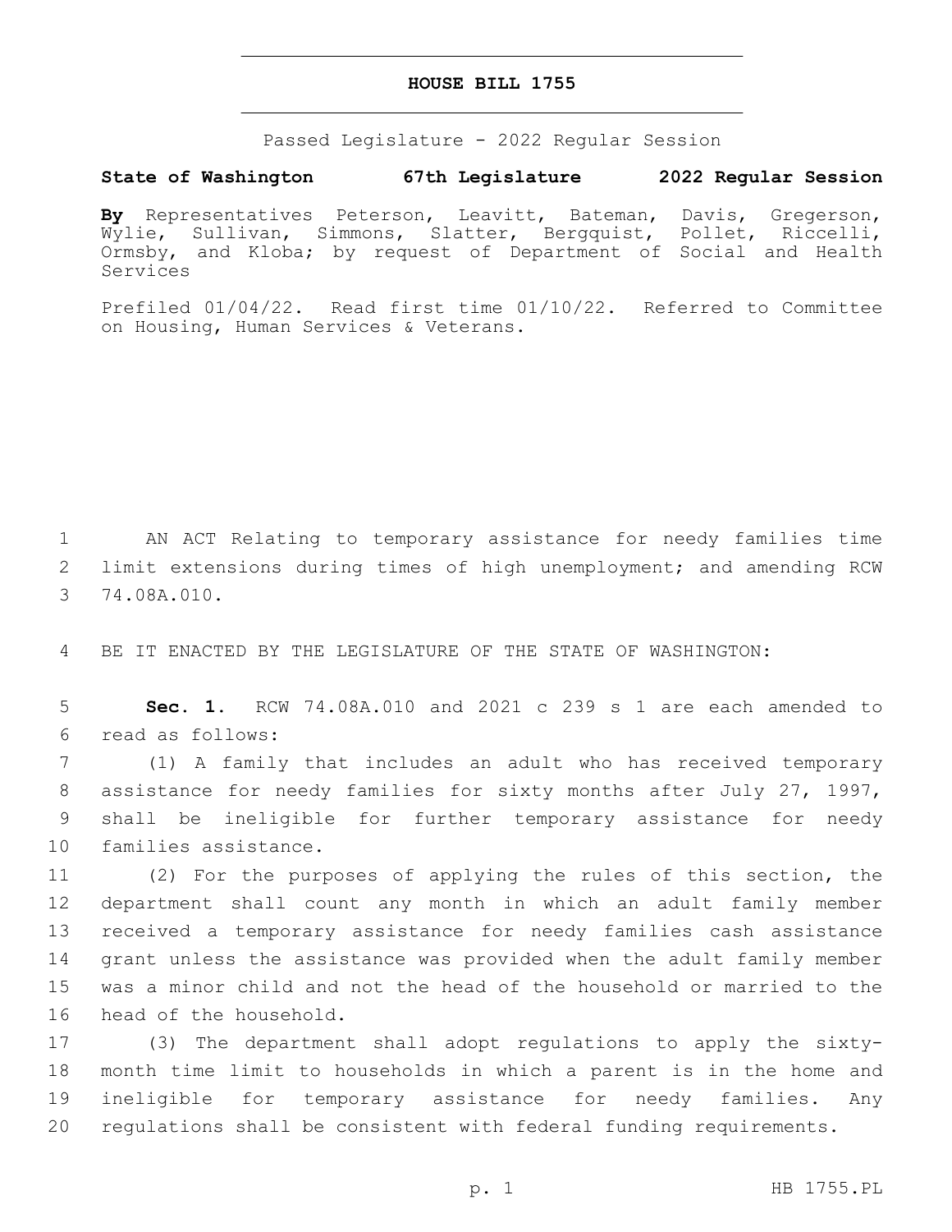# HOUSE BILL 1755

Passed Legislature - 2022 Regular Session

**State of Washington 67th Legislature 2022 Regular Session**

**By** Representatives Peterson, Leavitt, Bateman, Davis, Gregerson, Wylie, Sullivan, Simmons, Slatter, Bergquist, Pollet, Riccelli, Ormsby, and Kloba; by request of Department of Social and Health Services

Prefiled 01/04/22. Read first time 01/10/22. Referred to Committee on Housing, Human Services & Veterans.

AN ACT Relating to temporary assistance for needy families time limit extensions during times of high unemployment; and amending RCW 74.08A.010.

BE IT ENACTED BY THE LEGISLATURE OF THE STATE OF WASHINGTON:

**Sec. 1.** RCW 74.08A.010 and 2021 c 239 s 1 are each amended to read as follows:

(1) A family that includes an adult who has received temporary assistance for needy families for sixty months after July 27, 1997, shall be ineligible for further temporary assistance for needy families assistance.

(2) For the purposes of applying the rules of this section, the department shall count any month in which an adult family member received a temporary assistance for needy families cash assistance grant unless the assistance was provided when the adult family member was a minor child and not the head of the household or married to the head of the household.

(3) The department shall adopt regulations to apply the sixty-month time limit to households in which a parent is in the home and ineligible for temporary assistance for needy families. Any regulations shall be consistent with federal funding requirements.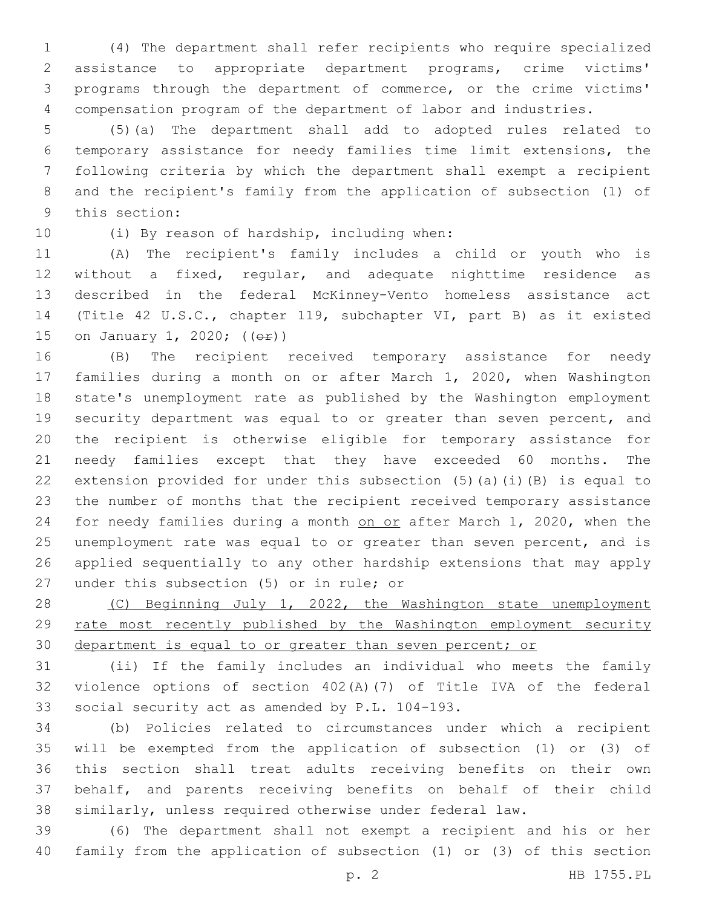(4) The department shall refer recipients who require specialized assistance to appropriate department programs, crime victims' programs through the department of commerce, or the crime victims' compensation program of the department of labor and industries.

(5)(a) The department shall add to adopted rules related to temporary assistance for needy families time limit extensions, the following criteria by which the department shall exempt a recipient and the recipient's family from the application of subsection (1) of this section:

(i) By reason of hardship, including when:

(A) The recipient's family includes a child or youth who is without a fixed, regular, and adequate nighttime residence as described in the federal McKinney-Vento homeless assistance act (Title 42 U.S.C., chapter 119, subchapter VI, part B) as it existed on January 1, 2020; ((~~or~~))

(B) The recipient received temporary assistance for needy families during a month on or after March 1, 2020, when Washington state's unemployment rate as published by the Washington employment security department was equal to or greater than seven percent, and the recipient is otherwise eligible for temporary assistance for needy families except that they have exceeded 60 months. The extension provided for under this subsection (5)(a)(i)(B) is equal to the number of months that the recipient received temporary assistance for needy families during a month <u>on or</u> after March 1, 2020, when the unemployment rate was equal to or greater than seven percent, and is applied sequentially to any other hardship extensions that may apply under this subsection (5) or in rule; or

<u>(C) Beginning July 1, 2022, the Washington state unemployment rate most recently published by the Washington employment security department is equal to or greater than seven percent; or</u>

(ii) If the family includes an individual who meets the family violence options of section 402(A)(7) of Title IVA of the federal social security act as amended by P.L. 104-193.

(b) Policies related to circumstances under which a recipient will be exempted from the application of subsection (1) or (3) of this section shall treat adults receiving benefits on their own behalf, and parents receiving benefits on behalf of their child similarly, unless required otherwise under federal law.

(6) The department shall not exempt a recipient and his or her family from the application of subsection (1) or (3) of this section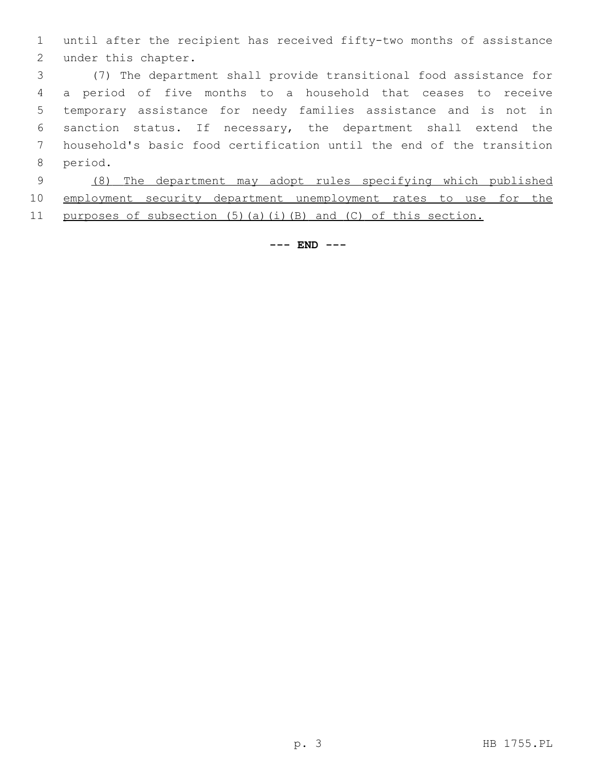until after the recipient has received fifty-two months of assistance under this chapter.

(7) The department shall provide transitional food assistance for a period of five months to a household that ceases to receive temporary assistance for needy families assistance and is not in sanction status. If necessary, the department shall extend the household's basic food certification until the end of the transition period.

<u>(8) The department may adopt rules specifying which published employment security department unemployment rates to use for the purposes of subsection (5)(a)(i)(B) and (C) of this section.</u>

**--- END ---**